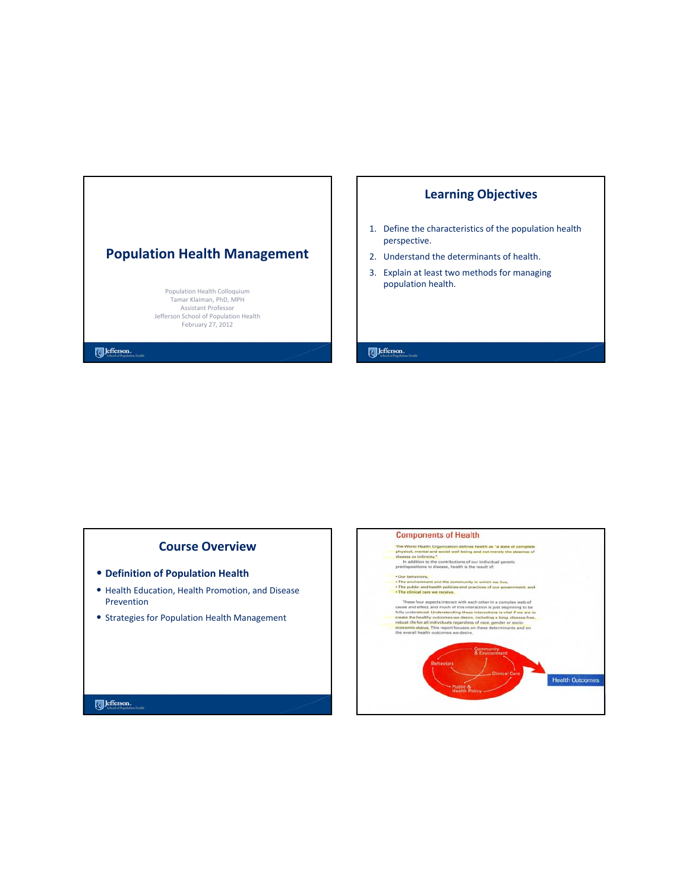# Population Health Management

Population Health Colloquium
Tamar Klaiman, PhD, MPH
Assistant Professor
Jefferson School of Population Health
February 27, 2012

## Learning Objectives

1. Define the characteristics of the population health perspective.
2. Understand the determinants of health.
3. Explain at least two methods for managing population health.

## Course Overview

- **Definition of Population Health**
- Health Education, Health Promotion, and Disease Prevention
- Strategies for Population Health Management

## Components of Health

The World Health Organization defines health as "a state of complete physical, mental and social well-being and not merely the absence of disease or infirmity."

In addition to the contributions of our individual genetic predispositions to disease, health is the result of:

- Our behaviors,
- The environment and the community in which we live,
- The public and health policies and practices of our government, and
- The clinical care we receive.

These four aspects interact with each other in a complex web of cause and effect, and much of this interaction is just beginning to be fully understood. Understanding these interactions is vital if we are to create the healthy outcomes we desire, including a long, disease-free, robust life for all individuals regardless of race, gender or socio-economic status. This report focuses on these determinants and on the overall health outcomes we desire.

Community & Environment
Behaviors
Clinical Care
Public & Health Policy
Health Outcomes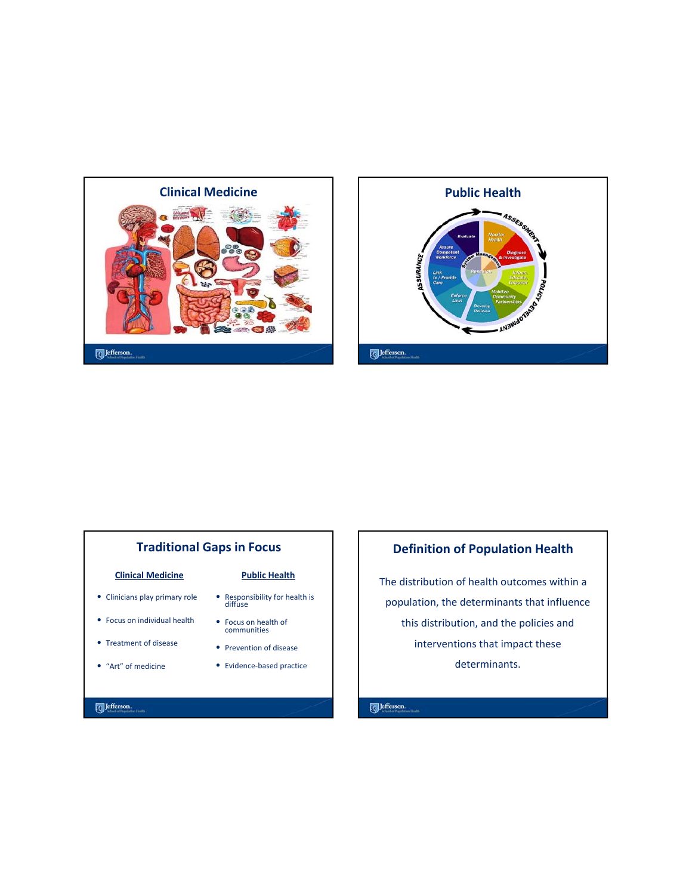## Clinical Medicine

## Public Health

ASSESSMENT

- Monitor Health
- Diagnose & Investigate

POLICY DEVELOPMENT

- Inform, Educate, Empower
- Mobilize Community Partnerships
- Develop Policies

ASSURANCE

- Enforce Laws
- Link to / Provide Care
- Assure Competent Workforce
- Evaluate

System Management

Research

## Traditional Gaps in Focus

| Clinical Medicine | Public Health |
| --- | --- |
| Clinicians play primary role | Responsibility for health is diffuse |
| Focus on individual health | Focus on health of communities |
| Treatment of disease | Prevention of disease |
| "Art" of medicine | Evidence-based practice |

## Definition of Population Health

The distribution of health outcomes within a population, the determinants that influence this distribution, and the policies and interventions that impact these determinants.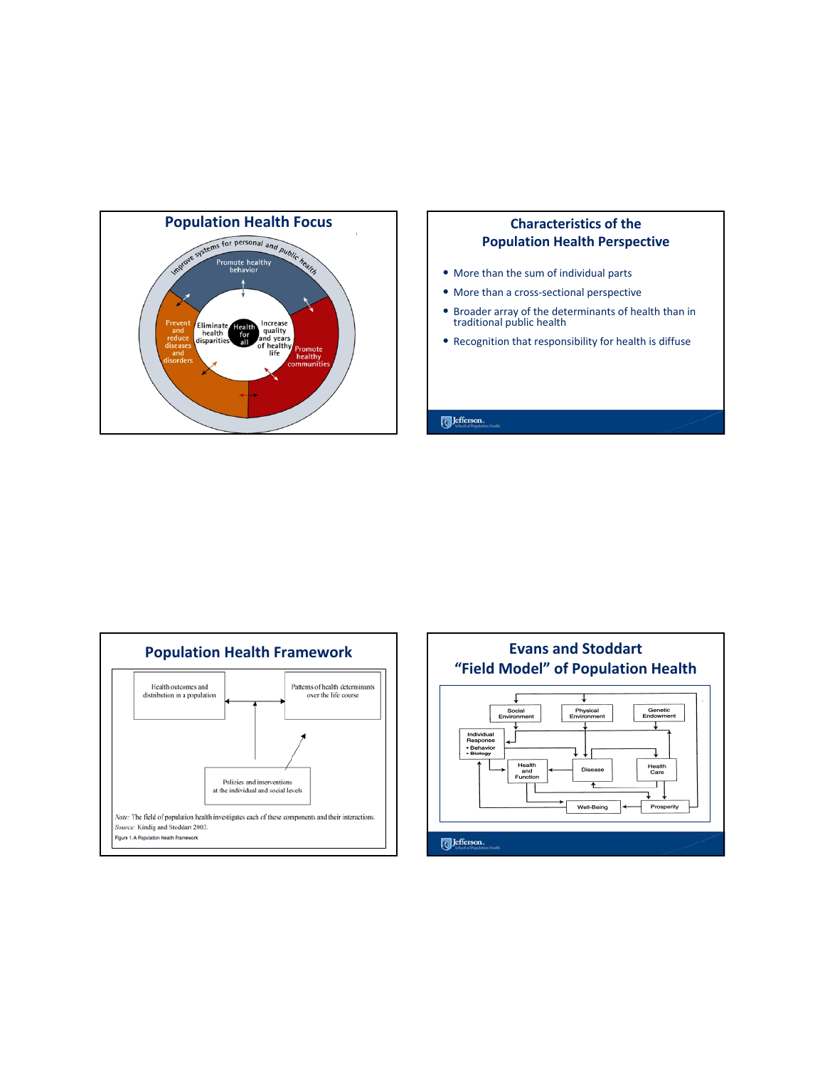## Population Health Focus

Improve systems for personal and public health

Promote healthy behavior

Prevent and reduce diseases and disorders

Eliminate health disparities

Health for all

Increase quality and years of healthy life

Promote healthy communities

## Characteristics of the Population Health Perspective

- More than the sum of individual parts
- More than a cross-sectional perspective
- Broader array of the determinants of health than in traditional public health
- Recognition that responsibility for health is diffuse

## Population Health Framework

Health outcomes and distribution in a population

Patterns of health determinants over the life course

Policies and interventions at the individual and social levels

*Note:* The field of population health investigates each of these components and their interactions.
*Source:* Kindig and Stoddart 2003.
Figure 1. A Population Health Framework

## Evans and Stoddart "Field Model" of Population Health

Social Environment

Physical Environment

Genetic Endowment

Individual Response
- Behavior
- Biology

Health and Function

Disease

Health Care

Well-Being

Prosperity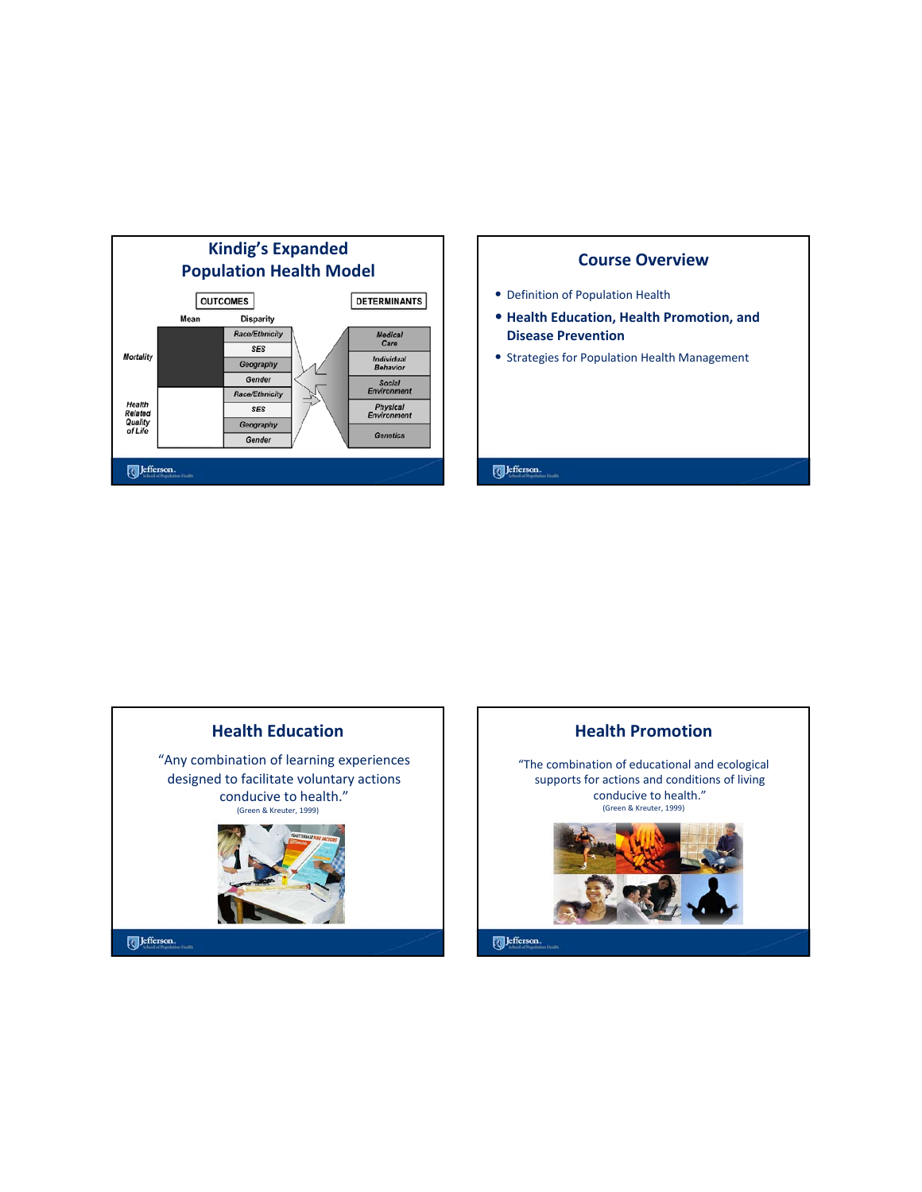## Kindig's Expanded Population Health Model

| OUTCOMES | Mean | Disparity | DETERMINANTS |
|---|---|---|---|
| Mortality | | Race/Ethnicity | Medical Care |
| | | SES | Individual Behavior |
| | | Geography | Social Environment |
| | | Gender | Physical Environment |
| Health Related Quality of Life | | Race/Ethnicity | Genetics |
| | | SES | |
| | | Geography | |
| | | Gender | |

## Course Overview

- Definition of Population Health
- **Health Education, Health Promotion, and Disease Prevention**
- Strategies for Population Health Management

## Health Education

"Any combination of learning experiences designed to facilitate voluntary actions conducive to health."

(Green & Kreuter, 1999)

## Health Promotion

"The combination of educational and ecological supports for actions and conditions of living conducive to health."

(Green & Kreuter, 1999)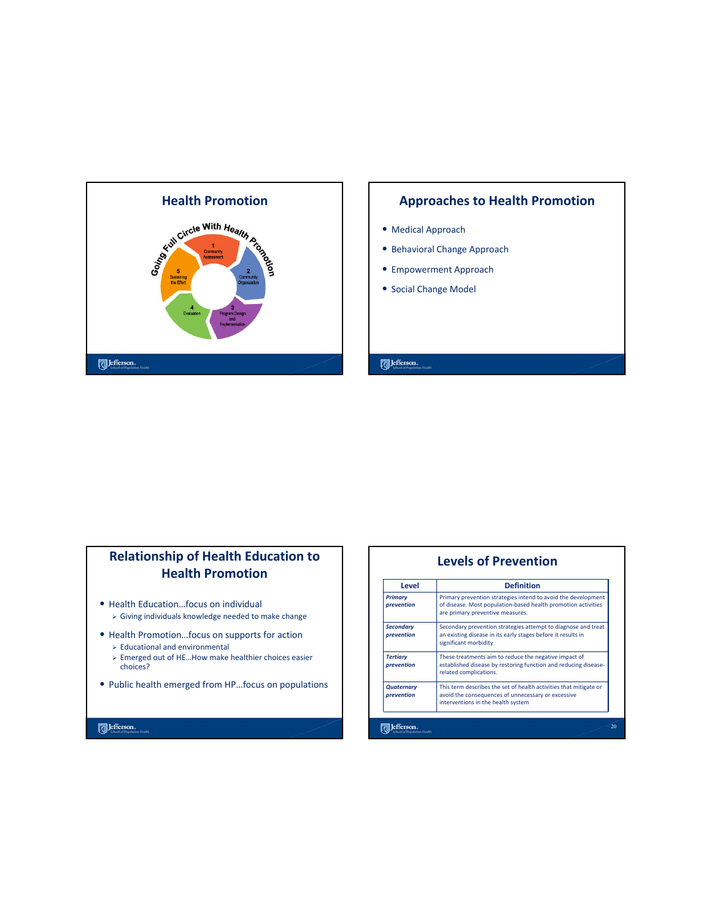## Health Promotion

Going Full Circle With Health Promotion

1 Community Assessment

2 Community Organization

3 Program Design and Implementation

4 Evaluation

5 Sustaining the Effort

## Approaches to Health Promotion

- Medical Approach
- Behavioral Change Approach
- Empowerment Approach
- Social Change Model

## Relationship of Health Education to Health Promotion

- Health Education…focus on individual
  - Giving individuals knowledge needed to make change
- Health Promotion…focus on supports for action
  - Educational and environmental
  - Emerged out of HE…How make healthier choices easier choices?
- Public health emerged from HP…focus on populations

## Levels of Prevention

| Level | Definition |
|---|---|
| ***Primary prevention*** | Primary prevention strategies intend to avoid the development of disease. Most population-based health promotion activities are primary preventive measures. |
| ***Secondary prevention*** | Secondary prevention strategies attempt to diagnose and treat an existing disease in its early stages before it results in significant morbidity |
| ***Tertiary prevention*** | These treatments aim to reduce the negative impact of established disease by restoring function and reducing disease-related complications. |
| ***Quaternary prevention*** | This term describes the set of health activities that mitigate or avoid the consequences of unnecessary or excessive interventions in the health system |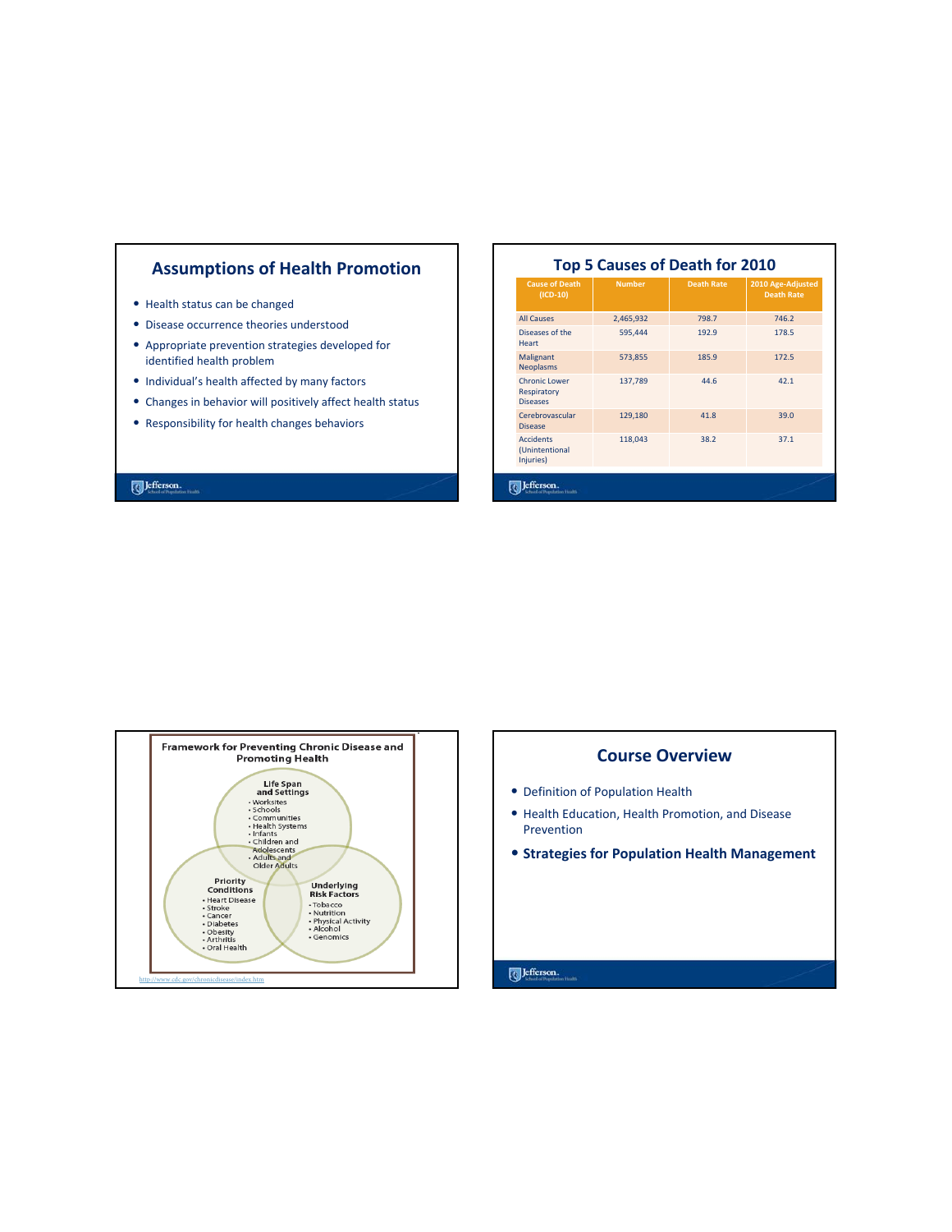## Assumptions of Health Promotion

- Health status can be changed
- Disease occurrence theories understood
- Appropriate prevention strategies developed for identified health problem
- Individual's health affected by many factors
- Changes in behavior will positively affect health status
- Responsibility for health changes behaviors

## Top 5 Causes of Death for 2010

| Cause of Death (ICD-10) | Number | Death Rate | 2010 Age-Adjusted Death Rate |
|---|---|---|---|
| All Causes | 2,465,932 | 798.7 | 746.2 |
| Diseases of the Heart | 595,444 | 192.9 | 178.5 |
| Malignant Neoplasms | 573,855 | 185.9 | 172.5 |
| Chronic Lower Respiratory Diseases | 137,789 | 44.6 | 42.1 |
| Cerebrovascular Disease | 129,180 | 41.8 | 39.0 |
| Accidents (Unintentional Injuries) | 118,043 | 38.2 | 37.1 |

## Framework for Preventing Chronic Disease and Promoting Health

**Life Span and Settings**
- Worksites
- Schools
- Communities
- Health Systems
- Infants
- Children and Adolescents
- Adults and Older Adults

**Priority Conditions**
- Heart Disease
- Stroke
- Cancer
- Diabetes
- Obesity
- Arthritis
- Oral Health

**Underlying Risk Factors**
- Tobacco
- Nutrition
- Physical Activity
- Alcohol
- Genomics

http://www.cdc.gov/chronicdisease/index.htm

## Course Overview

- Definition of Population Health
- Health Education, Health Promotion, and Disease Prevention
- **Strategies for Population Health Management**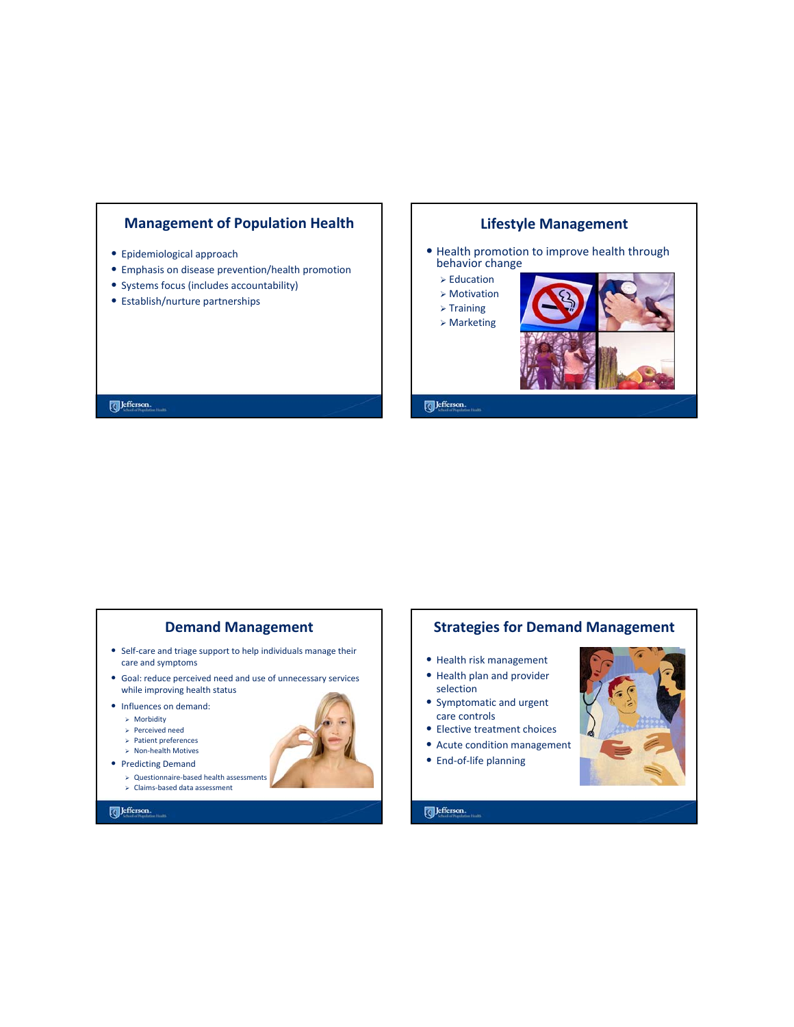## Management of Population Health

- Epidemiological approach
- Emphasis on disease prevention/health promotion
- Systems focus (includes accountability)
- Establish/nurture partnerships

## Lifestyle Management

- Health promotion to improve health through behavior change
  - Education
  - Motivation
  - Training
  - Marketing

## Demand Management

- Self-care and triage support to help individuals manage their care and symptoms
- Goal: reduce perceived need and use of unnecessary services while improving health status
- Influences on demand:
  - Morbidity
  - Perceived need
  - Patient preferences
  - Non-health Motives
- Predicting Demand
  - Questionnaire-based health assessments
  - Claims-based data assessment

## Strategies for Demand Management

- Health risk management
- Health plan and provider selection
- Symptomatic and urgent care controls
- Elective treatment choices
- Acute condition management
- End-of-life planning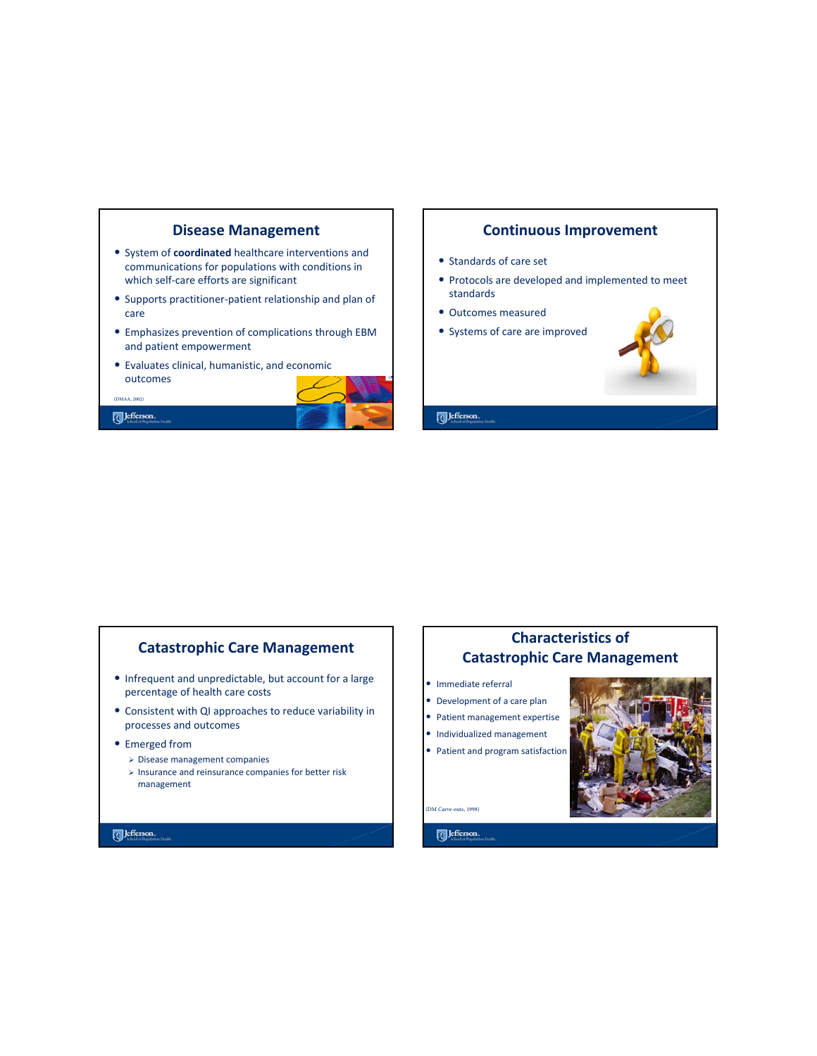## Disease Management

- System of **coordinated** healthcare interventions and communications for populations with conditions in which self-care efforts are significant
- Supports practitioner-patient relationship and plan of care
- Emphasizes prevention of complications through EBM and patient empowerment
- Evaluates clinical, humanistic, and economic outcomes

(DMAA, 2002)

## Continuous Improvement

- Standards of care set
- Protocols are developed and implemented to meet standards
- Outcomes measured
- Systems of care are improved

## Catastrophic Care Management

- Infrequent and unpredictable, but account for a large percentage of health care costs
- Consistent with QI approaches to reduce variability in processes and outcomes
- Emerged from
  - Disease management companies
  - Insurance and reinsurance companies for better risk management

## Characteristics of Catastrophic Care Management

- Immediate referral
- Development of a care plan
- Patient management expertise
- Individualized management
- Patient and program satisfaction

(DM Carve-outs, 1998)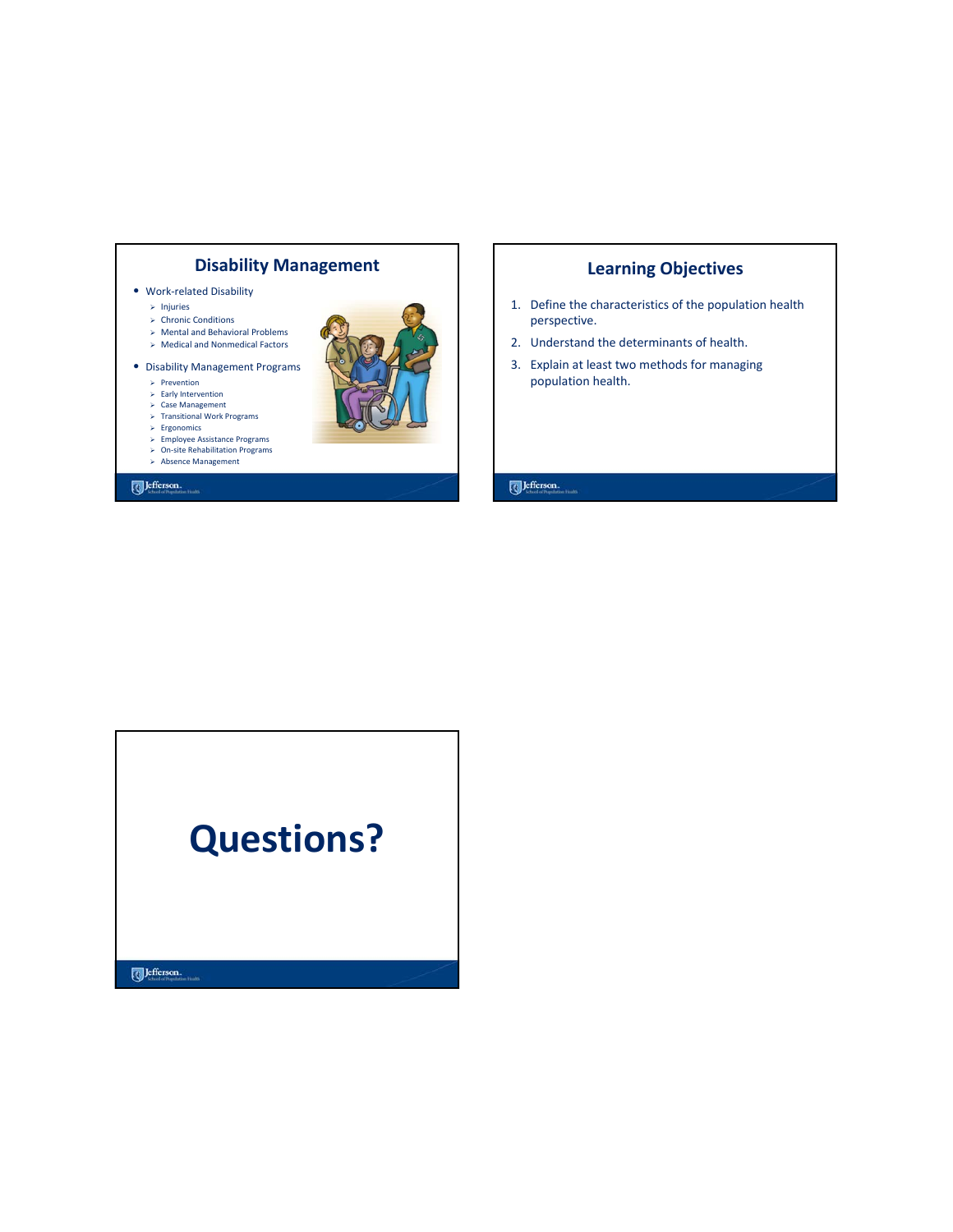## Disability Management

- Work-related Disability
  - Injuries
  - Chronic Conditions
  - Mental and Behavioral Problems
  - Medical and Nonmedical Factors
- Disability Management Programs
  - Prevention
  - Early Intervention
  - Case Management
  - Transitional Work Programs
  - Ergonomics
  - Employee Assistance Programs
  - On-site Rehabilitation Programs
  - Absence Management

## Learning Objectives

1. Define the characteristics of the population health perspective.
2. Understand the determinants of health.
3. Explain at least two methods for managing population health.

# Questions?